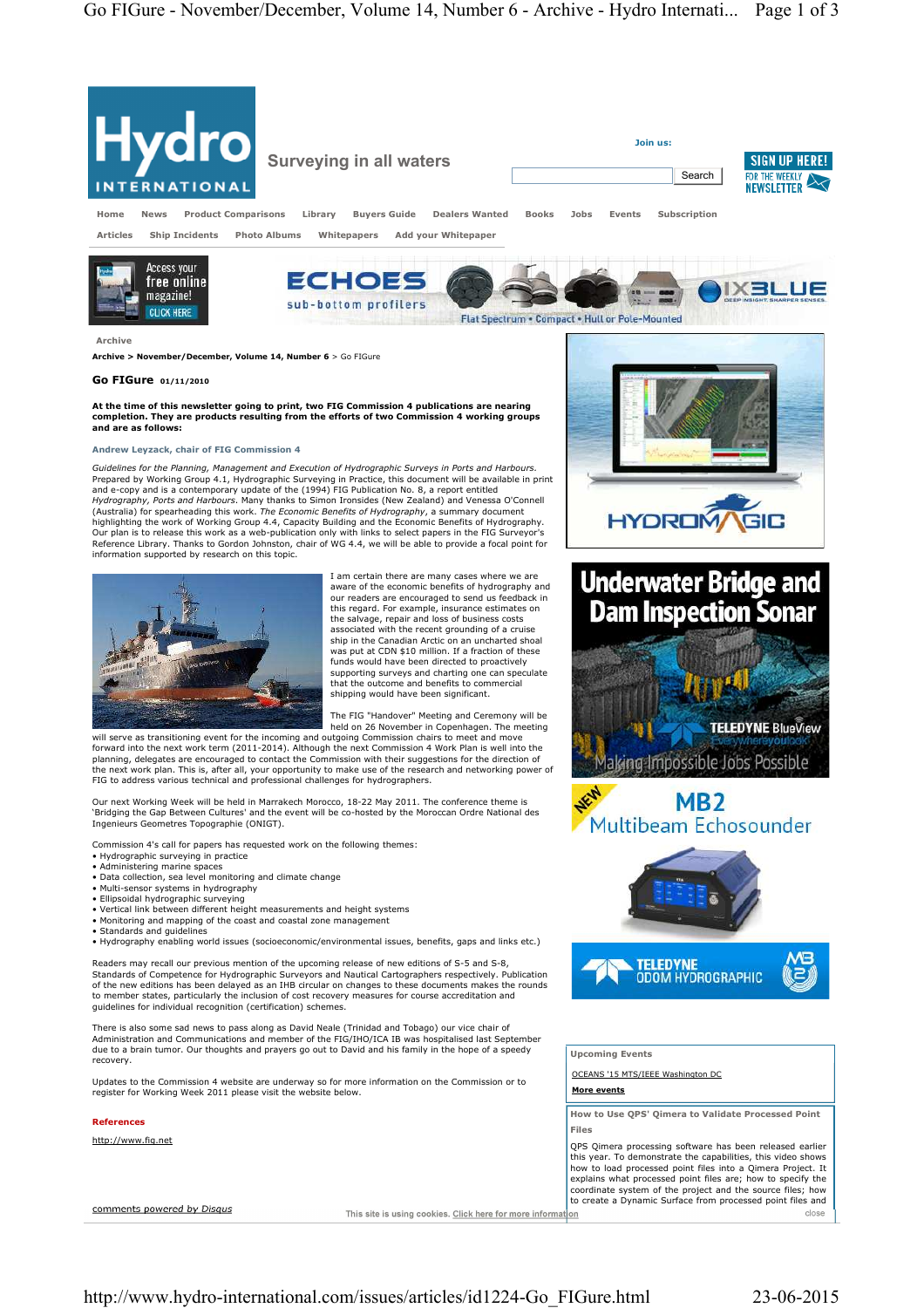Archive

Archive > November/December, Volume 14, Number 6 > Go FIGure

# Go FIGure 01/11/2010

**At the time of this newsletter going to print, two FIG Commission 4 publications are nearing completion. They are products resulting from the efforts of two Commission 4 working groups and are as follows:**

**Andrew Leyzack, chair of FIG Commission 4**

*Guidelines for the Planning, Management and Execution of Hydrographic Surveys in Ports and Harbours.* Prepared by Working Group 4.1, Hydrographic Surveying in Practice, this document will be available in print and e-copy and is a contemporary update of the (1994) FIG Publication No. 8, a report entitled *Hydrography, Ports and Harbours.* Many thanks to Simon Ironsides (New Zealand) and Venessa O'Connell (Australia) for spearheading this work. *The Economic Benefits of Hydrography*, a summary document highlighting the work of WG 4.4, Capacity Building and the Economic Benefits of Hydrography. Our plan is to release this work as a web-publication only with links to select papers in the FIG Surveyor's Reference Library. Thanks to Gordon Johnston, chair of WG 4.4, we will be able to provide a focal point for information supported by research on this topic.

I am certain there are many cases where we are aware of the economic benefits of hydrography and our readers are encouraged to send us feedback in this regard. For example, insurance estimates on the salvage, repair and loss of business costs associated with the recent grounding of a cruise ship in the Canadian Arctic on an uncharted shoal was put at CDN $10 million. If a fraction of these funds would have been directed to proactively supporting surveys and charting one can speculate that the outcome and benefits to commercial shipping would have been significant.

The FIG "Handover" Meeting and Ceremony will be held on 26 November in Copenhagen. The meeting will serve as transitioning event for the incoming and outgoing Commission chairs to meet and move forward into the next work term (2011-2014). Although the next Commission 4 Work Plan is well into the planning, delegates are encouraged to contact the Commission with their suggestions for the direction of the next work plan. This is, after all, your opportunity to make use of the research and networking power of FIG to address various technical and professional challenges for hydrographers.

Our next Working Week will be held in Marrakech Morocco, 18-22 May 2011. The conference theme is 'Bridging the Gap Between Cultures' and the event will be co-hosted by the Moroccan Ordre National des Ingenieurs Geometres Topographie (ONIGT).

Commission 4's call for papers has requested work on the following themes:

- Hydrographic surveying in practice
- Administering marine spaces
- Data collection, sea level monitoring and climate change
- Multi-sensor systems in hydrography
- Ellipsoidal hydrographic surveying
- Vertical link between different height measurements and height systems
- Monitoring and mapping of the coast and coastal zone management
- Standards and guidelines
- Hydrography enabling world issues (socioeconomic/environmental issues, benefits, gaps and links etc.)

Readers may recall our previous mention of the upcoming release of new editions of S-5 and S-8, Standards of Competence for Hydrographic Surveyors and Nautical Cartographers respectively. Publication of the new editions has been delayed as an IHB circular on changes to these documents makes the rounds to member states, particularly the inclusion of cost recovery measures for course accreditation and guidelines for individual recognition (certification) schemes.

There is also some sad news to pass along as David Neale (Trinidad and Tobago) our vice chair of Administration and Communications and member of the FIG/IHO/ICA IB was hospitalised last September due to a brain tumor. Our thoughts and prayers go out to David and his family in the hope of a speedy recovery.

Updates to the Commission 4 website are underway so for more information on the Commission or to register for Working Week 2011 please visit the website below.

**References**

http://www.fig.net

comments powered by Disqus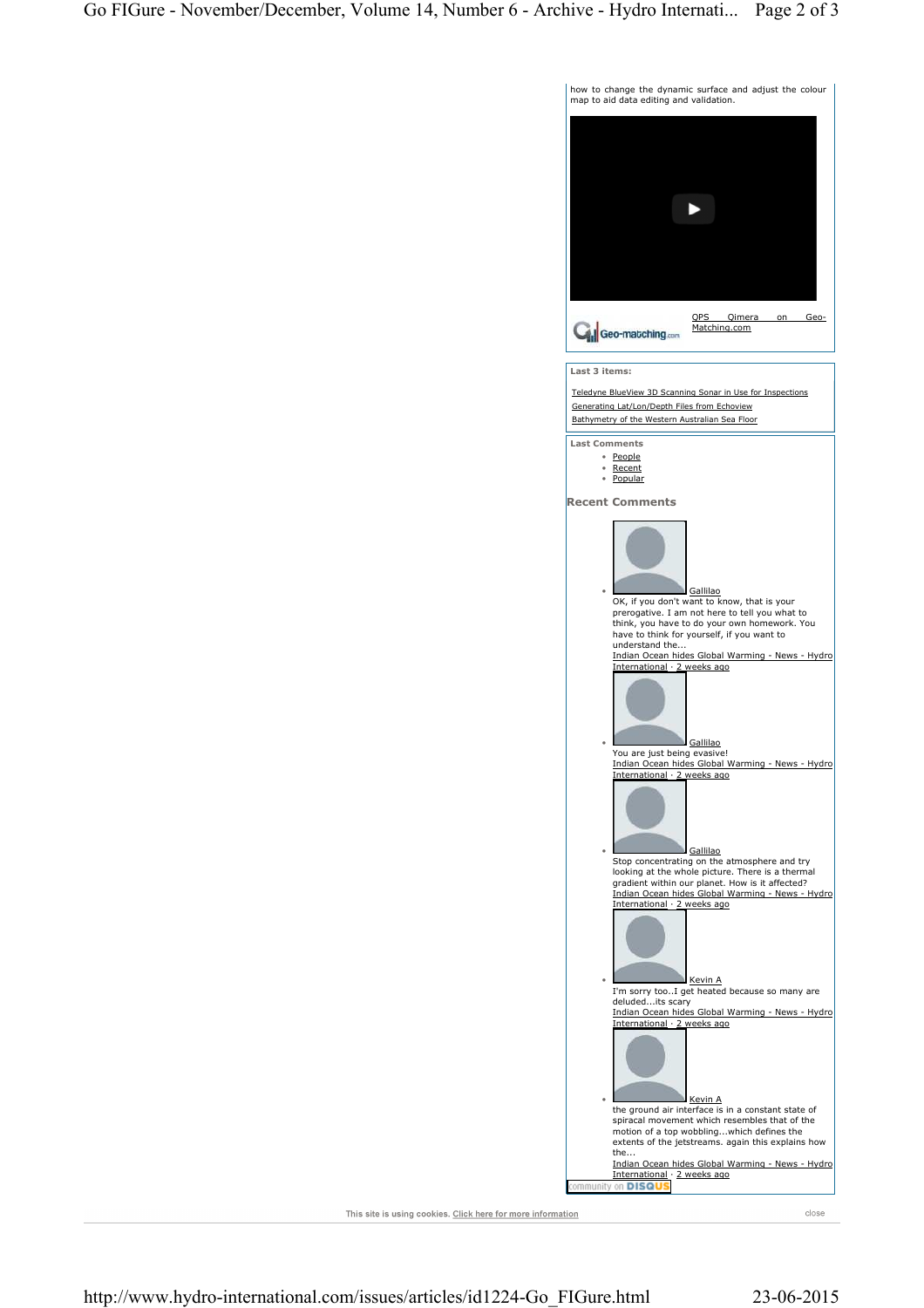how to change the dynamic surface and adjust the colour map to aid data editing and validation.

QPS Qimera on Geo-Matching.com

**Last 3 items:**

Teledyne BlueView 3D Scanning Sonar in Use for Inspections
Generating Lat/Lon/Depth Files from Echoview
Bathymetry of the Western Australian Sea Floor

**Last Comments**

- People
- Recent
- Popular

**Recent Comments**

- Gallilao
  OK, if you don't want to know, that is your prerogative. I am not here to tell you what to think, you have to do your own homework. You have to think for yourself, if you want to understand the...
  Indian Ocean hides Global Warming - News - Hydro International · 2 weeks ago
- Gallilao
  You are just being evasive!
  Indian Ocean hides Global Warming - News - Hydro International · 2 weeks ago
- Gallilao
  Stop concentrating on the atmosphere and try looking at the whole picture. There is a thermal gradient within our planet. How is it affected?
  Indian Ocean hides Global Warming - News - Hydro International · 2 weeks ago
- Kevin A
  I'm sorry too..I get heated because so many are deluded...its scary
  Indian Ocean hides Global Warming - News - Hydro International · 2 weeks ago
- Kevin A
  the ground air interface is in a constant state of spiracal movement which resembles that of the motion of a top wobbling...which defines the extents of the jetstreams. again this explains how the...
  Indian Ocean hides Global Warming - News - Hydro International · 2 weeks ago

community on DISQUS

This site is using cookies. Click here for more information close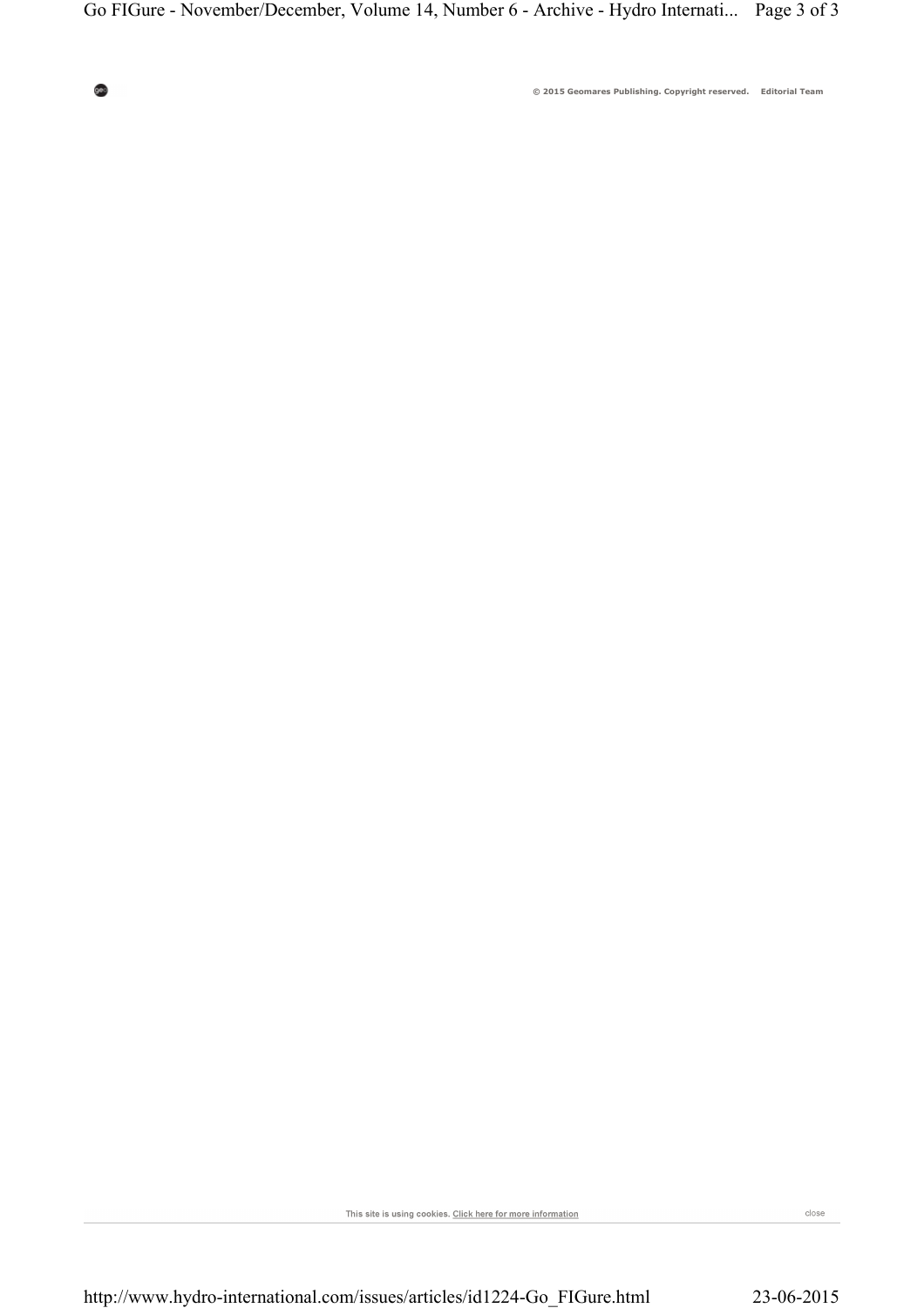© 2015 Geomares Publishing. Copyright reserved. Editorial Team

This site is using cookies. Click here for more information

close